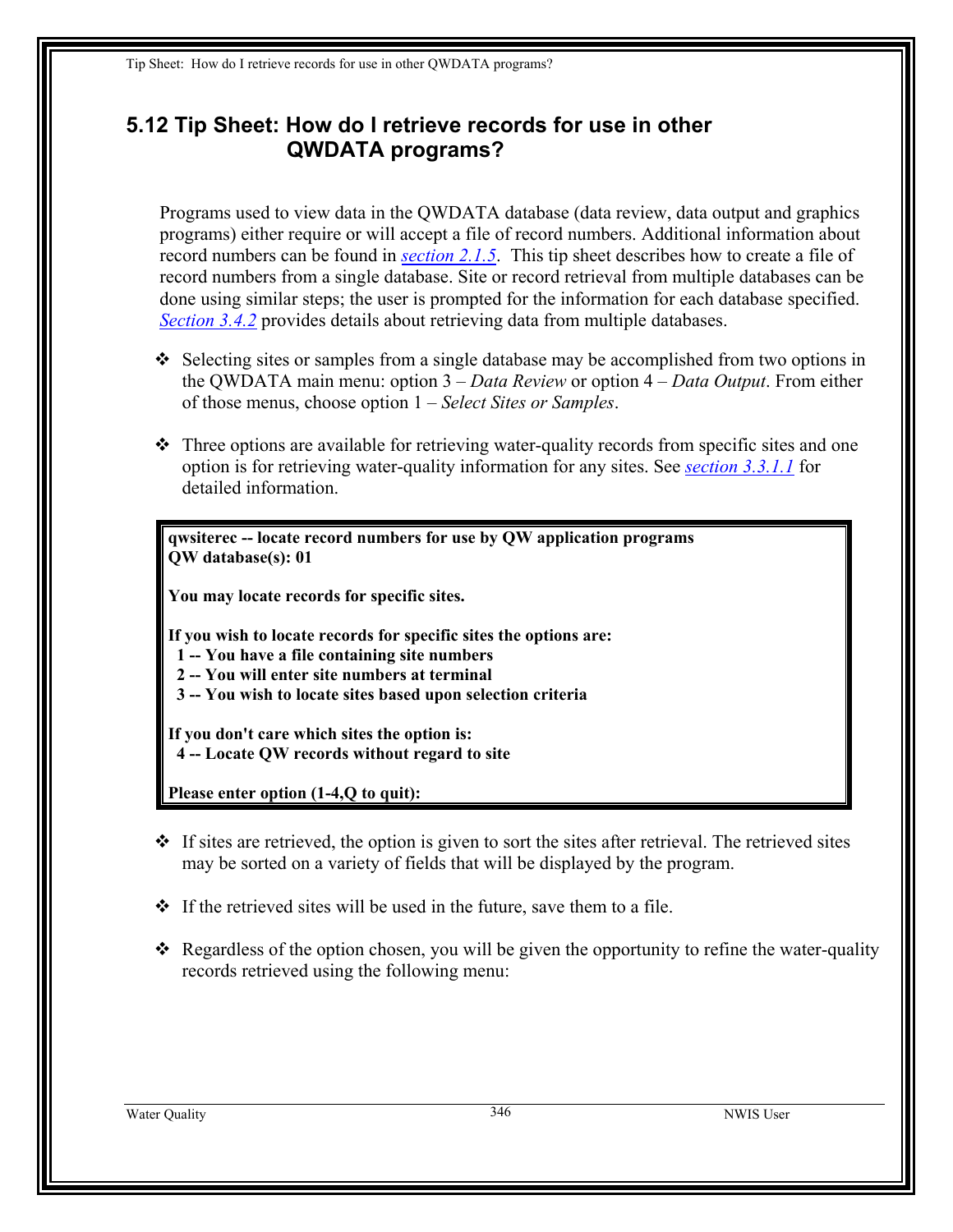## 5.12 Tip Sheet: How do I retrieve records for use in other QWDATA programs?

Programs used to view data in the QWDATA database (data review, data output and graphics programs) either require or will accept a file of record numbers. Additional information about record numbers can be found in *section 2.1.5*. This tip sheet describes how to create a file of record numbers from a single database. Site or record retrieval from multiple databases can be done using similar steps; the user is prompted for the information for each database specified. *Section 3.4.2* provides details about retrieving data from multiple databases.

- Selecting sites or samples from a single database may be accomplished from two options in the QWDATA main menu: option 3 – *Data Review* or option 4 – *Data Output*. From either of those menus, choose option 1 – *Select Sites or Samples*.

- Three options are available for retrieving water-quality records from specific sites and one option is for retrieving water-quality information for any sites. See *section 3.3.1.1* for detailed information.

```
qwsiterec -- locate record numbers for use by QW application programs
QW database(s): 01

You may locate records for specific sites.

If you wish to locate records for specific sites the options are:
  1 -- You have a file containing site numbers
  2 -- You will enter site numbers at terminal
  3 -- You wish to locate sites based upon selection criteria

If you don't care which sites the option is:
  4 -- Locate QW records without regard to site

Please enter option (1-4,Q to quit):
```

- If sites are retrieved, the option is given to sort the sites after retrieval. The retrieved sites may be sorted on a variety of fields that will be displayed by the program.

- If the retrieved sites will be used in the future, save them to a file.

- Regardless of the option chosen, you will be given the opportunity to refine the water-quality records retrieved using the following menu: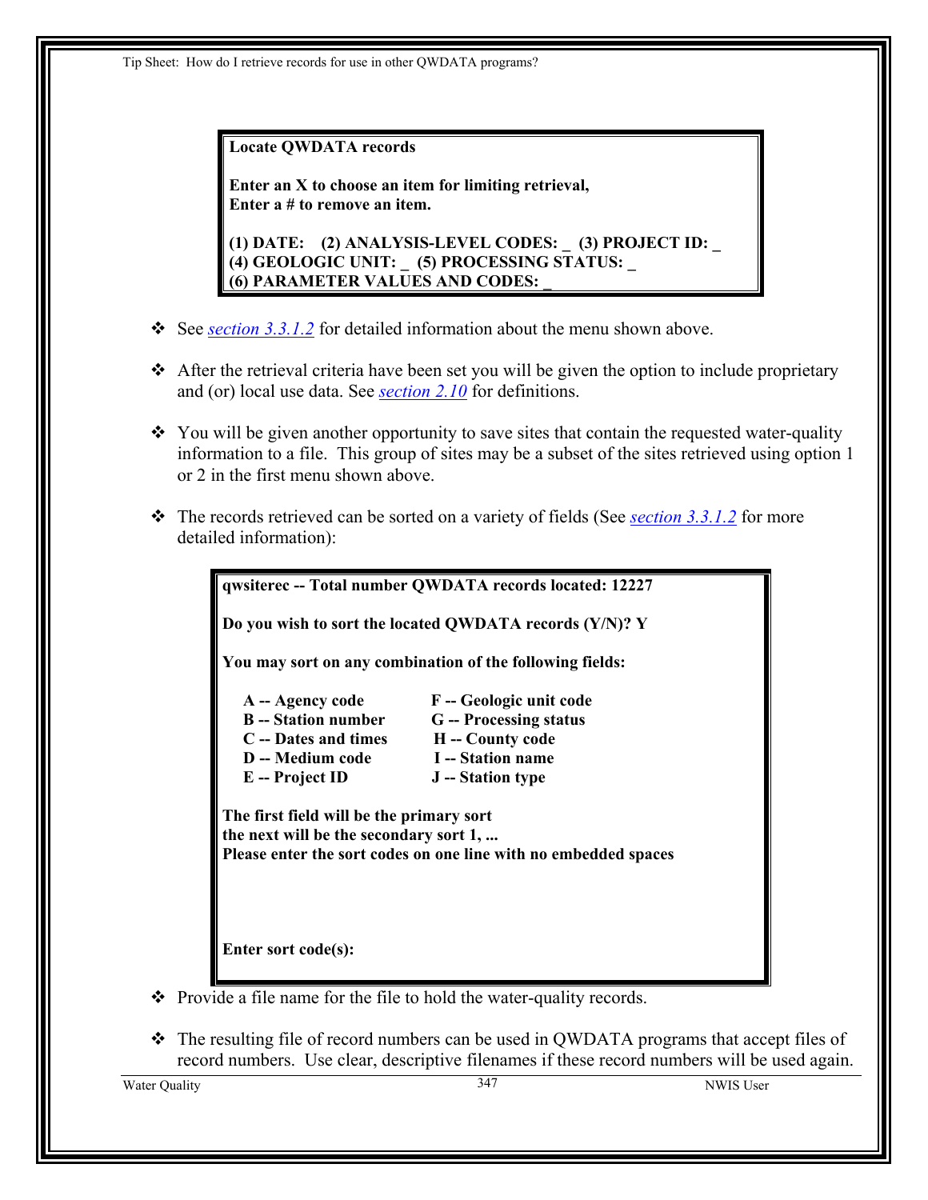```
Locate QWDATA records

Enter an X to choose an item for limiting retrieval,
Enter a # to remove an item.

(1) DATE:    (2) ANALYSIS-LEVEL CODES: _  (3) PROJECT ID: _
(4) GEOLOGIC UNIT: _  (5) PROCESSING STATUS: _
(6) PARAMETER VALUES AND CODES: _
```

- See *section 3.3.1.2* for detailed information about the menu shown above.
- After the retrieval criteria have been set you will be given the option to include proprietary and (or) local use data. See *section 2.10* for definitions.
- You will be given another opportunity to save sites that contain the requested water-quality information to a file. This group of sites may be a subset of the sites retrieved using option 1 or 2 in the first menu shown above.
- The records retrieved can be sorted on a variety of fields (See *section 3.3.1.2* for more detailed information):

```
qwsiterec -- Total number QWDATA records located: 12227

Do you wish to sort the located QWDATA records (Y/N)? Y

You may sort on any combination of the following fields:

   A -- Agency code          F -- Geologic unit code
   B -- Station number       G -- Processing status
   C -- Dates and times      H -- County code
   D -- Medium code          I -- Station name
   E -- Project ID           J -- Station type

The first field will be the primary sort
the next will be the secondary sort 1, ...
Please enter the sort codes on one line with no embedded spaces



Enter sort code(s):
```

- Provide a file name for the file to hold the water-quality records.
- The resulting file of record numbers can be used in QWDATA programs that accept files of record numbers. Use clear, descriptive filenames if these record numbers will be used again.